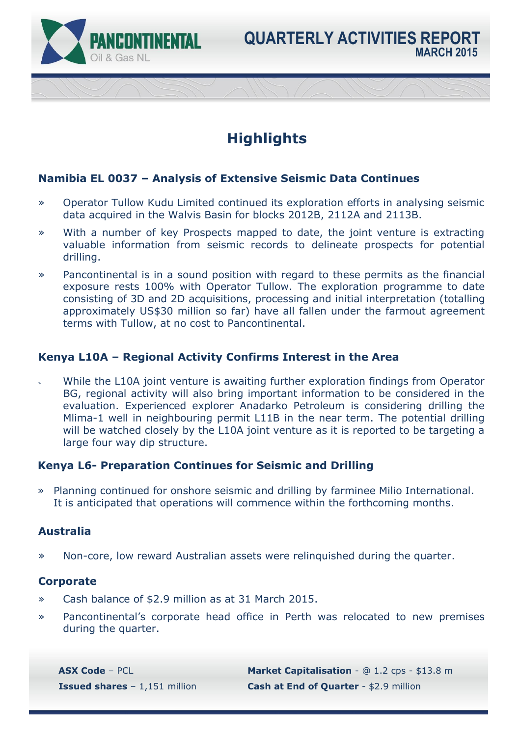PANCONTINENTAL Oil & Gas NL

# QUARTERLY ACTIVITIES REPORT
## MARCH 2015

# Highlights

### Namibia EL 0037 – Analysis of Extensive Seismic Data Continues

- Operator Tullow Kudu Limited continued its exploration efforts in analysing seismic data acquired in the Walvis Basin for blocks 2012B, 2112A and 2113B.
- With a number of key Prospects mapped to date, the joint venture is extracting valuable information from seismic records to delineate prospects for potential drilling.
- Pancontinental is in a sound position with regard to these permits as the financial exposure rests 100% with Operator Tullow. The exploration programme to date consisting of 3D and 2D acquisitions, processing and initial interpretation (totalling approximately US$30 million so far) have all fallen under the farmout agreement terms with Tullow, at no cost to Pancontinental.

### Kenya L10A – Regional Activity Confirms Interest in the Area

- While the L10A joint venture is awaiting further exploration findings from Operator BG, regional activity will also bring important information to be considered in the evaluation. Experienced explorer Anadarko Petroleum is considering drilling the Mlima-1 well in neighbouring permit L11B in the near term. The potential drilling will be watched closely by the L10A joint venture as it is reported to be targeting a large four way dip structure.

### Kenya L6- Preparation Continues for Seismic and Drilling

- Planning continued for onshore seismic and drilling by farminee Milio International. It is anticipated that operations will commence within the forthcoming months.

### Australia

- Non-core, low reward Australian assets were relinquished during the quarter.

### Corporate

- Cash balance of $2.9 million as at 31 March 2015.
- Pancontinental's corporate head office in Perth was relocated to new premises during the quarter.

**ASX Code** – PCL

**Issued shares** – 1,151 million

**Market Capitalisation** - @ 1.2 cps - $13.8 m

**Cash at End of Quarter** - $2.9 million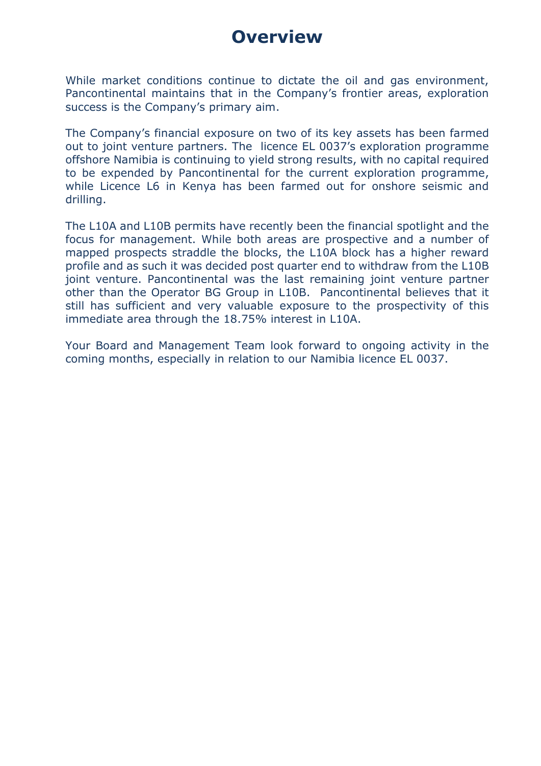# Overview

While market conditions continue to dictate the oil and gas environment, Pancontinental maintains that in the Company's frontier areas, exploration success is the Company's primary aim.

The Company's financial exposure on two of its key assets has been farmed out to joint venture partners. The licence EL 0037's exploration programme offshore Namibia is continuing to yield strong results, with no capital required to be expended by Pancontinental for the current exploration programme, while Licence L6 in Kenya has been farmed out for onshore seismic and drilling.

The L10A and L10B permits have recently been the financial spotlight and the focus for management. While both areas are prospective and a number of mapped prospects straddle the blocks, the L10A block has a higher reward profile and as such it was decided post quarter end to withdraw from the L10B joint venture. Pancontinental was the last remaining joint venture partner other than the Operator BG Group in L10B. Pancontinental believes that it still has sufficient and very valuable exposure to the prospectivity of this immediate area through the 18.75% interest in L10A.

Your Board and Management Team look forward to ongoing activity in the coming months, especially in relation to our Namibia licence EL 0037.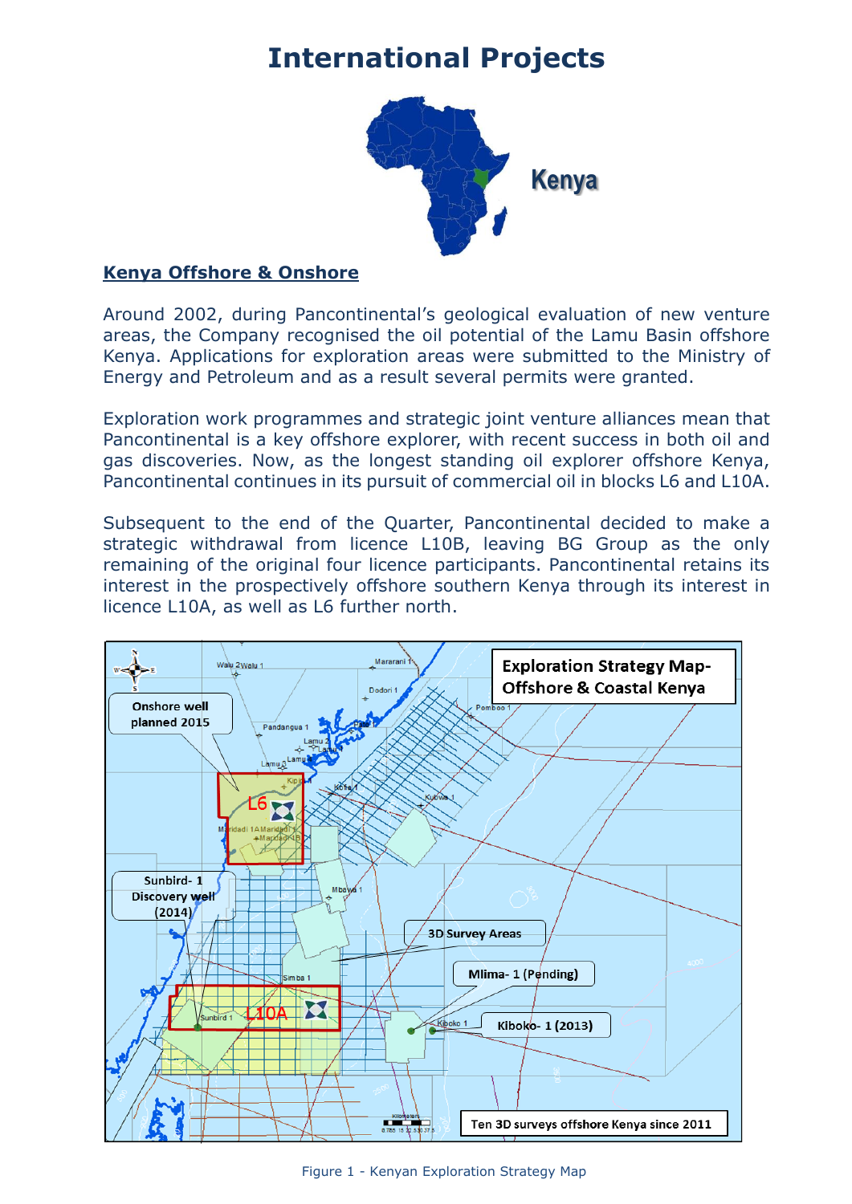# International Projects

Kenya

## Kenya Offshore & Onshore

Around 2002, during Pancontinental's geological evaluation of new venture areas, the Company recognised the oil potential of the Lamu Basin offshore Kenya. Applications for exploration areas were submitted to the Ministry of Energy and Petroleum and as a result several permits were granted.

Exploration work programmes and strategic joint venture alliances mean that Pancontinental is a key offshore explorer, with recent success in both oil and gas discoveries. Now, as the longest standing oil explorer offshore Kenya, Pancontinental continues in its pursuit of commercial oil in blocks L6 and L10A.

Subsequent to the end of the Quarter, Pancontinental decided to make a strategic withdrawal from licence L10B, leaving BG Group as the only remaining of the original four licence participants. Pancontinental retains its interest in the prospectively offshore southern Kenya through its interest in licence L10A, as well as L6 further north.

Figure 1 - Kenyan Exploration Strategy Map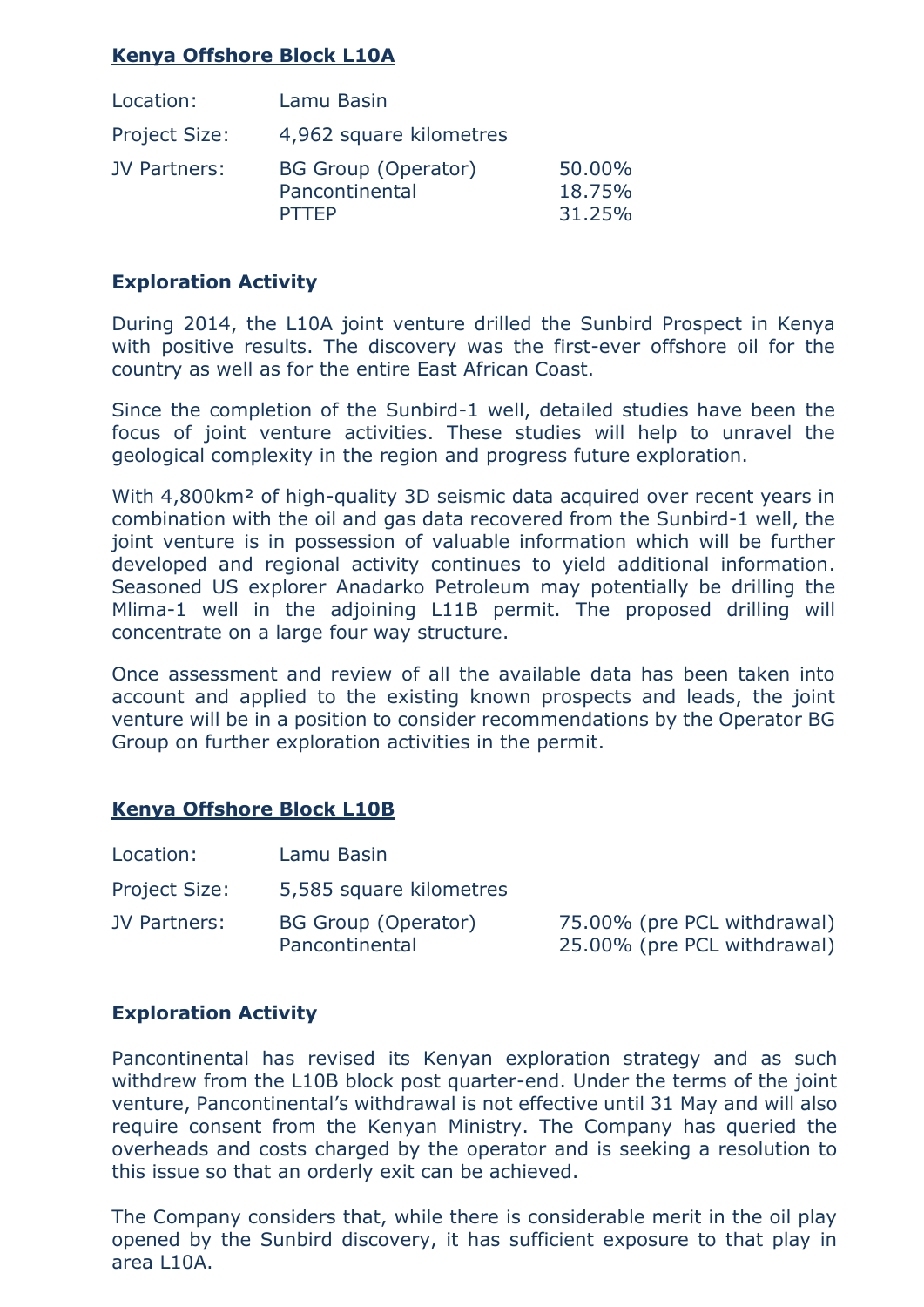## Kenya Offshore Block L10A

| | | |
|---|---|---|
| Location: | Lamu Basin | |
| Project Size: | 4,962 square kilometres | |
| JV Partners: | BG Group (Operator) | 50.00% |
| | Pancontinental | 18.75% |
| | PTTEP | 31.25% |

### Exploration Activity

During 2014, the L10A joint venture drilled the Sunbird Prospect in Kenya with positive results. The discovery was the first-ever offshore oil for the country as well as for the entire East African Coast.

Since the completion of the Sunbird-1 well, detailed studies have been the focus of joint venture activities. These studies will help to unravel the geological complexity in the region and progress future exploration.

With 4,800km² of high-quality 3D seismic data acquired over recent years in combination with the oil and gas data recovered from the Sunbird-1 well, the joint venture is in possession of valuable information which will be further developed and regional activity continues to yield additional information. Seasoned US explorer Anadarko Petroleum may potentially be drilling the Mlima-1 well in the adjoining L11B permit. The proposed drilling will concentrate on a large four way structure.

Once assessment and review of all the available data has been taken into account and applied to the existing known prospects and leads, the joint venture will be in a position to consider recommendations by the Operator BG Group on further exploration activities in the permit.

## Kenya Offshore Block L10B

| | | |
|---|---|---|
| Location: | Lamu Basin | |
| Project Size: | 5,585 square kilometres | |
| JV Partners: | BG Group (Operator) | 75.00% (pre PCL withdrawal) |
| | Pancontinental | 25.00% (pre PCL withdrawal) |

### Exploration Activity

Pancontinental has revised its Kenyan exploration strategy and as such withdrew from the L10B block post quarter-end. Under the terms of the joint venture, Pancontinental's withdrawal is not effective until 31 May and will also require consent from the Kenyan Ministry. The Company has queried the overheads and costs charged by the operator and is seeking a resolution to this issue so that an orderly exit can be achieved.

The Company considers that, while there is considerable merit in the oil play opened by the Sunbird discovery, it has sufficient exposure to that play in area L10A.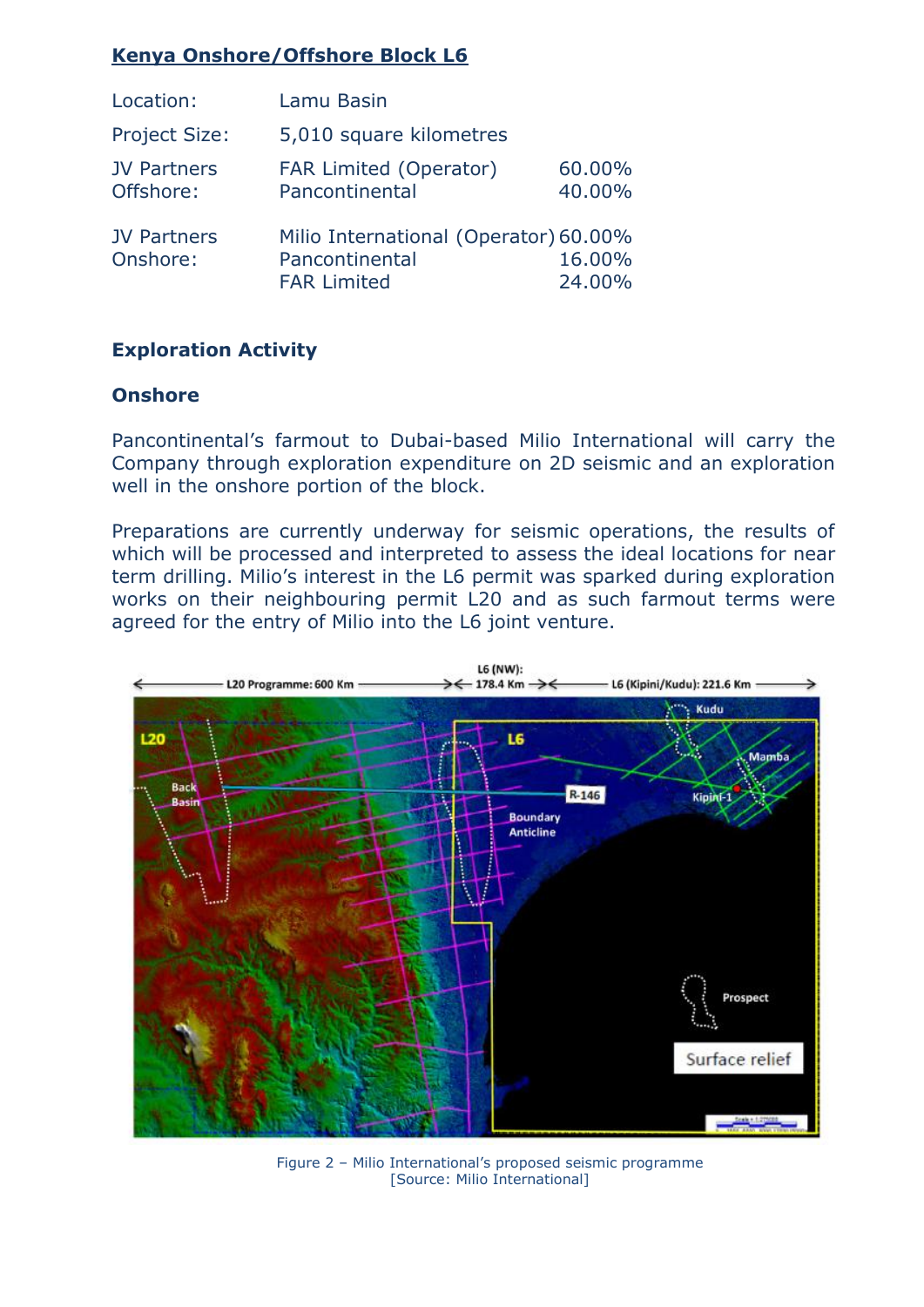## Kenya Onshore/Offshore Block L6

| | | |
|---|---|---|
| Location: | Lamu Basin | |
| Project Size: | 5,010 square kilometres | |
| JV Partners Offshore: | FAR Limited (Operator) | 60.00% |
| | Pancontinental | 40.00% |
| JV Partners Onshore: | Milio International (Operator) | 60.00% |
| | Pancontinental | 16.00% |
| | FAR Limited | 24.00% |

### Exploration Activity

#### Onshore

Pancontinental's farmout to Dubai-based Milio International will carry the Company through exploration expenditure on 2D seismic and an exploration well in the onshore portion of the block.

Preparations are currently underway for seismic operations, the results of which will be processed and interpreted to assess the ideal locations for near term drilling. Milio's interest in the L6 permit was sparked during exploration works on their neighbouring permit L20 and as such farmout terms were agreed for the entry of Milio into the L6 joint venture.

Figure 2 – Milio International's proposed seismic programme
[Source: Milio International]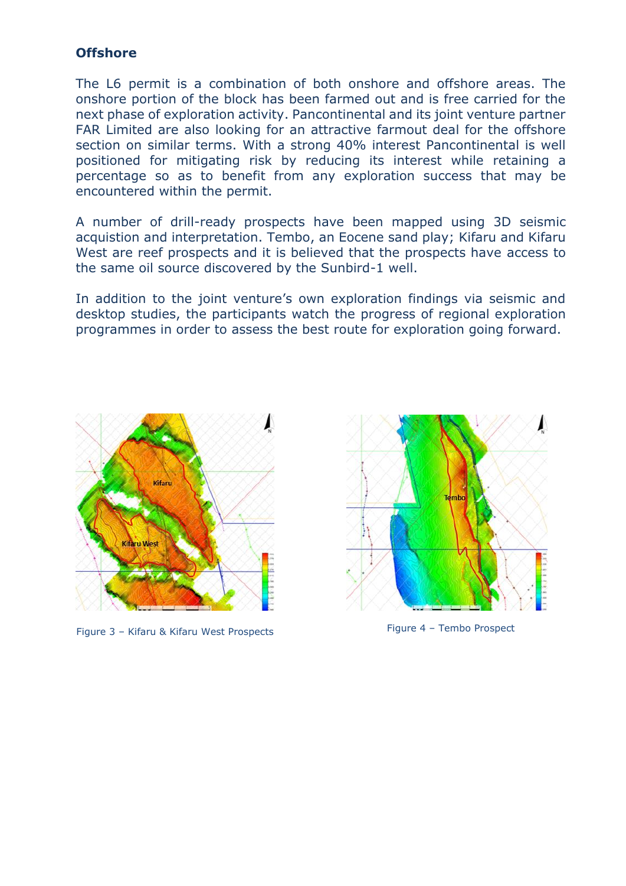### Offshore

The L6 permit is a combination of both onshore and offshore areas. The onshore portion of the block has been farmed out and is free carried for the next phase of exploration activity. Pancontinental and its joint venture partner FAR Limited are also looking for an attractive farmout deal for the offshore section on similar terms. With a strong 40% interest Pancontinental is well positioned for mitigating risk by reducing its interest while retaining a percentage so as to benefit from any exploration success that may be encountered within the permit.

A number of drill-ready prospects have been mapped using 3D seismic acquistion and interpretation. Tembo, an Eocene sand play; Kifaru and Kifaru West are reef prospects and it is believed that the prospects have access to the same oil source discovered by the Sunbird-1 well.

In addition to the joint venture's own exploration findings via seismic and desktop studies, the participants watch the progress of regional exploration programmes in order to assess the best route for exploration going forward.

Figure 3 – Kifaru & Kifaru West Prospects

Figure 4 – Tembo Prospect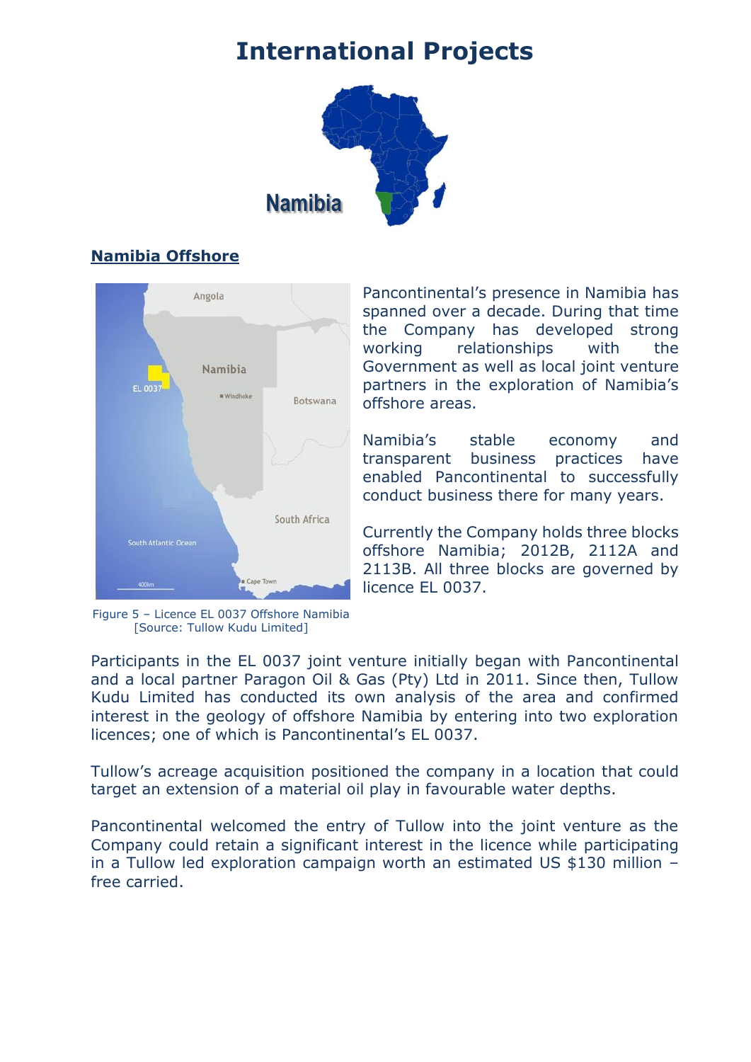# International Projects

## Namibia Offshore

Pancontinental's presence in Namibia has spanned over a decade. During that time the Company has developed strong working relationships with the Government as well as local joint venture partners in the exploration of Namibia's offshore areas.

Namibia's stable economy and transparent business practices have enabled Pancontinental to successfully conduct business there for many years.

Currently the Company holds three blocks offshore Namibia; 2012B, 2112A and 2113B. All three blocks are governed by licence EL 0037.

Figure 5 – Licence EL 0037 Offshore Namibia [Source: Tullow Kudu Limited]

Participants in the EL 0037 joint venture initially began with Pancontinental and a local partner Paragon Oil & Gas (Pty) Ltd in 2011. Since then, Tullow Kudu Limited has conducted its own analysis of the area and confirmed interest in the geology of offshore Namibia by entering into two exploration licences; one of which is Pancontinental's EL 0037.

Tullow's acreage acquisition positioned the company in a location that could target an extension of a material oil play in favourable water depths.

Pancontinental welcomed the entry of Tullow into the joint venture as the Company could retain a significant interest in the licence while participating in a Tullow led exploration campaign worth an estimated US $130 million – free carried.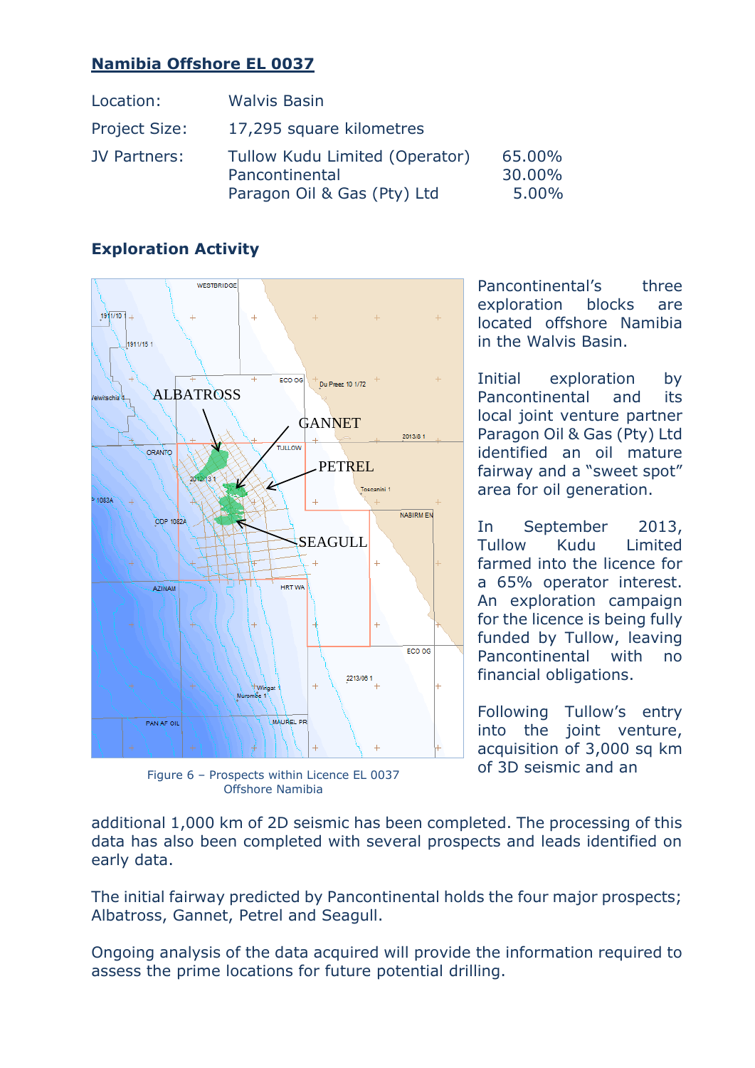## Namibia Offshore EL 0037

| | | |
|---|---|---|
| Location: | Walvis Basin | |
| Project Size: | 17,295 square kilometres | |
| JV Partners: | Tullow Kudu Limited (Operator) | 65.00% |
| | Pancontinental | 30.00% |
| | Paragon Oil & Gas (Pty) Ltd | 5.00% |

### Exploration Activity

Figure 6 – Prospects within Licence EL 0037 Offshore Namibia

Pancontinental's three exploration blocks are located offshore Namibia in the Walvis Basin.

Initial exploration by Pancontinental and its local joint venture partner Paragon Oil & Gas (Pty) Ltd identified an oil mature fairway and a "sweet spot" area for oil generation.

In September 2013, Tullow Kudu Limited farmed into the licence for a 65% operator interest. An exploration campaign for the licence is being fully funded by Tullow, leaving Pancontinental with no financial obligations.

Following Tullow's entry into the joint venture, acquisition of 3,000 sq km of 3D seismic and an additional 1,000 km of 2D seismic has been completed. The processing of this data has also been completed with several prospects and leads identified on early data.

The initial fairway predicted by Pancontinental holds the four major prospects; Albatross, Gannet, Petrel and Seagull.

Ongoing analysis of the data acquired will provide the information required to assess the prime locations for future potential drilling.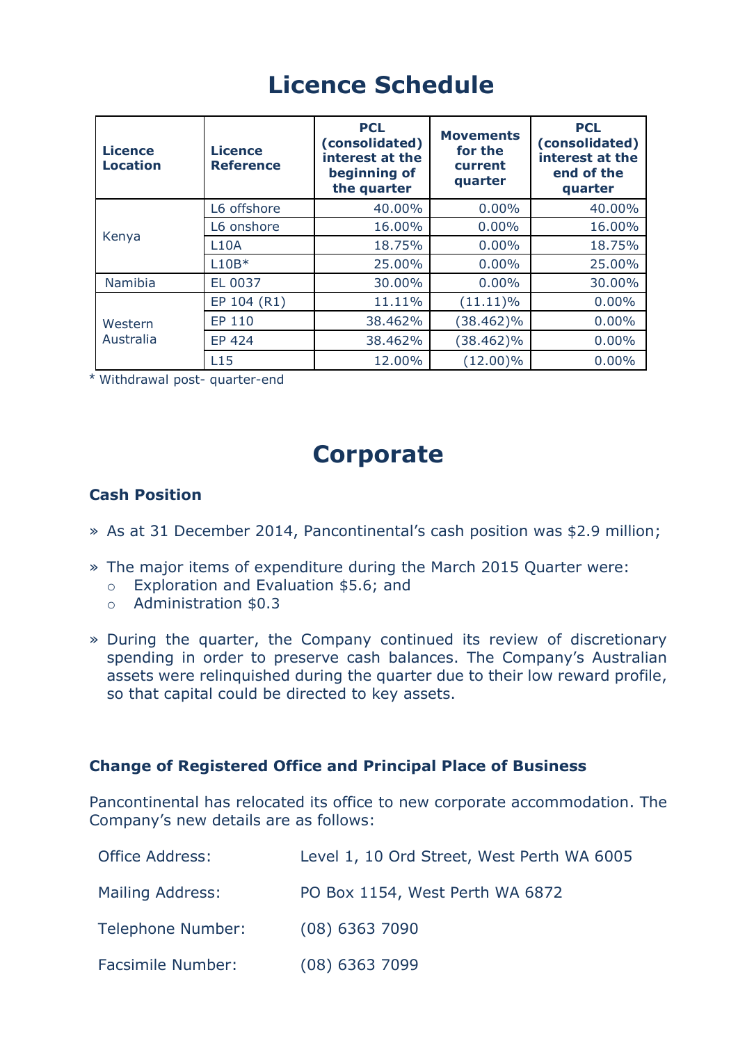# Licence Schedule

| Licence Location | Licence Reference | PCL (consolidated) interest at the beginning of the quarter | Movements for the current quarter | PCL (consolidated) interest at the end of the quarter |
|---|---|---|---|---|
| Kenya | L6 offshore | 40.00% | 0.00% | 40.00% |
| | L6 onshore | 16.00% | 0.00% | 16.00% |
| | L10A | 18.75% | 0.00% | 18.75% |
| | L10B* | 25.00% | 0.00% | 25.00% |
| Namibia | EL 0037 | 30.00% | 0.00% | 30.00% |
| Western Australia | EP 104 (R1) | 11.11% | (11.11)% | 0.00% |
| | EP 110 | 38.462% | (38.462)% | 0.00% |
| | EP 424 | 38.462% | (38.462)% | 0.00% |
| | L15 | 12.00% | (12.00)% | 0.00% |

* Withdrawal post- quarter-end

# Corporate

### Cash Position

- As at 31 December 2014, Pancontinental's cash position was $2.9 million;
- The major items of expenditure during the March 2015 Quarter were:
  - Exploration and Evaluation $5.6; and
  - Administration $0.3
- During the quarter, the Company continued its review of discretionary spending in order to preserve cash balances. The Company's Australian assets were relinquished during the quarter due to their low reward profile, so that capital could be directed to key assets.

### Change of Registered Office and Principal Place of Business

Pancontinental has relocated its office to new corporate accommodation. The Company's new details are as follows:

| | |
|---|---|
| Office Address: | Level 1, 10 Ord Street, West Perth WA 6005 |
| Mailing Address: | PO Box 1154, West Perth WA 6872 |
| Telephone Number: | (08) 6363 7090 |
| Facsimile Number: | (08) 6363 7099 |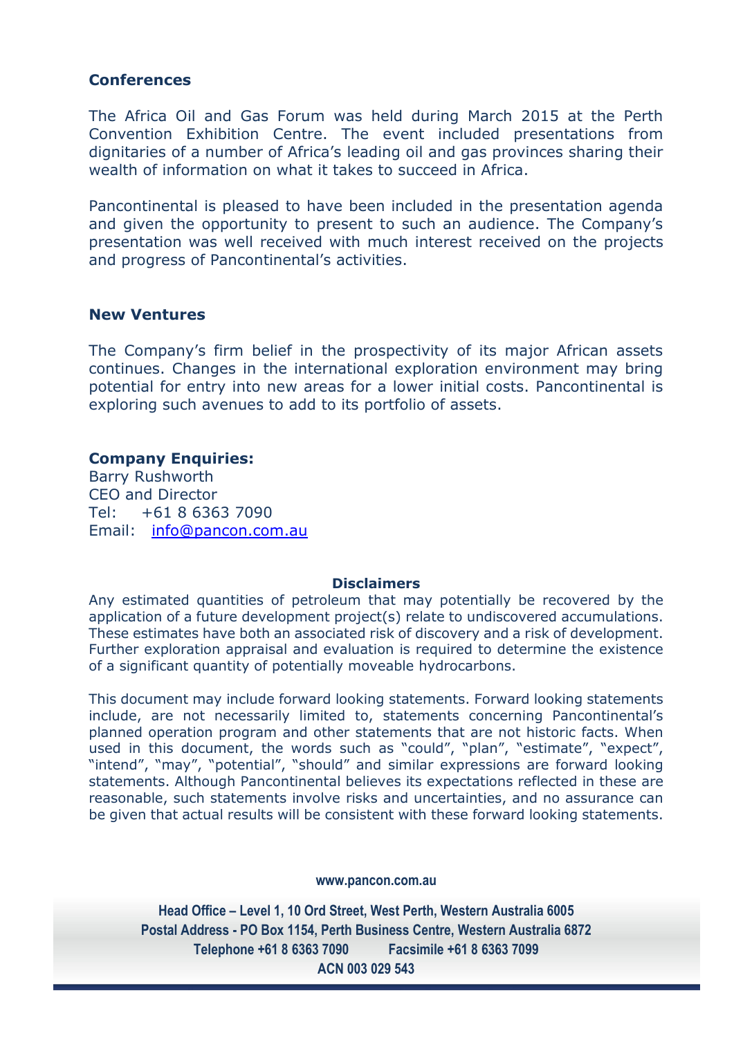## Conferences

The Africa Oil and Gas Forum was held during March 2015 at the Perth Convention Exhibition Centre. The event included presentations from dignitaries of a number of Africa's leading oil and gas provinces sharing their wealth of information on what it takes to succeed in Africa.

Pancontinental is pleased to have been included in the presentation agenda and given the opportunity to present to such an audience. The Company's presentation was well received with much interest received on the projects and progress of Pancontinental's activities.

## New Ventures

The Company's firm belief in the prospectivity of its major African assets continues. Changes in the international exploration environment may bring potential for entry into new areas for a lower initial costs. Pancontinental is exploring such avenues to add to its portfolio of assets.

**Company Enquiries:**
Barry Rushworth
CEO and Director
Tel: +61 8 6363 7090
Email: info@pancon.com.au

### Disclaimers

Any estimated quantities of petroleum that may potentially be recovered by the application of a future development project(s) relate to undiscovered accumulations. These estimates have both an associated risk of discovery and a risk of development. Further exploration appraisal and evaluation is required to determine the existence of a significant quantity of potentially moveable hydrocarbons.

This document may include forward looking statements. Forward looking statements include, are not necessarily limited to, statements concerning Pancontinental's planned operation program and other statements that are not historic facts. When used in this document, the words such as "could", "plan", "estimate", "expect", "intend", "may", "potential", "should" and similar expressions are forward looking statements. Although Pancontinental believes its expectations reflected in these are reasonable, such statements involve risks and uncertainties, and no assurance can be given that actual results will be consistent with these forward looking statements.

www.pancon.com.au

**Head Office – Level 1, 10 Ord Street, West Perth, Western Australia 6005**
**Postal Address - PO Box 1154, Perth Business Centre, Western Australia 6872**
**Telephone +61 8 6363 7090 Facsimile +61 8 6363 7099**
**ACN 003 029 543**